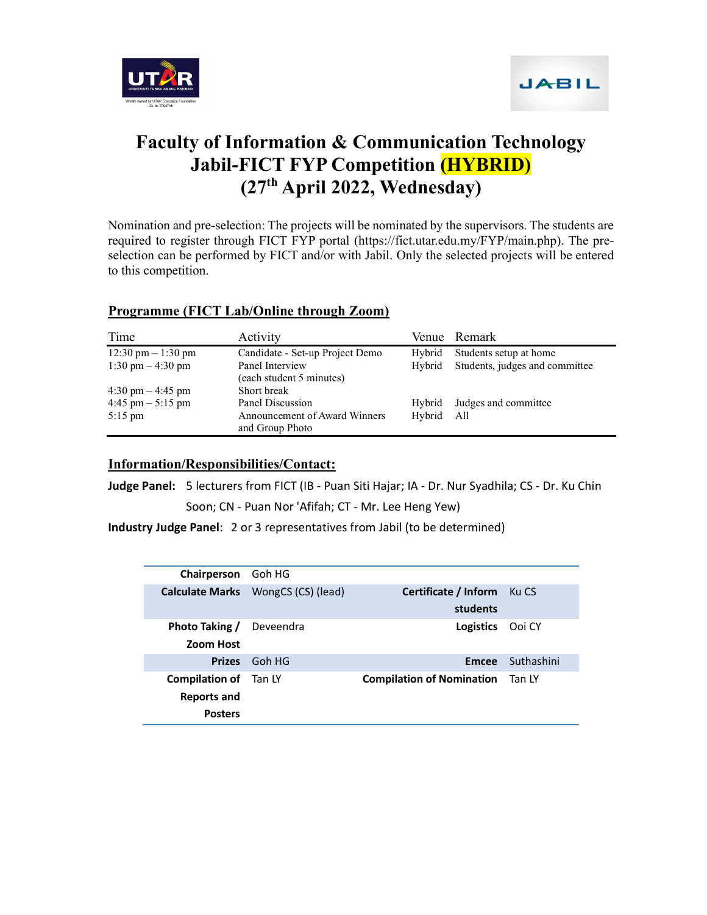# Faculty of Information & Communication Technology
# Jabil-FICT FYP Competition (HYBRID)
# (27th April 2022, Wednesday)

Nomination and pre-selection: The projects will be nominated by the supervisors. The students are required to register through FICT FYP portal (https://fict.utar.edu.my/FYP/main.php). The pre-selection can be performed by FICT and/or with Jabil. Only the selected projects will be entered to this competition.

## Programme (FICT Lab/Online through Zoom)

| Time | Activity | Venue | Remark |
|---|---|---|---|
| 12:30 pm – 1:30 pm | Candidate - Set-up Project Demo | Hybrid | Students setup at home |
| 1:30 pm – 4:30 pm | Panel Interview (each student 5 minutes) | Hybrid | Students, judges and committee |
| 4:30 pm – 4:45 pm | Short break | | |
| 4:45 pm – 5:15 pm | Panel Discussion | Hybrid | Judges and committee |
| 5:15 pm | Announcement of Award Winners and Group Photo | Hybrid | All |

## Information/Responsibilities/Contact:

**Judge Panel:** 5 lecturers from FICT (IB - Puan Siti Hajar; IA - Dr. Nur Syadhila; CS - Dr. Ku Chin Soon; CN - Puan Nor 'Afifah; CT - Mr. Lee Heng Yew)

**Industry Judge Panel**: 2 or 3 representatives from Jabil (to be determined)

| | | | |
|---|---|---|---|
| **Chairperson** | Goh HG | | |
| **Calculate Marks** | WongCS (CS) (lead) | **Certificate / Inform students** | Ku CS |
| **Photo Taking / Zoom Host** | Deveendra | **Logistics** | Ooi CY |
| **Prizes** | Goh HG | **Emcee** | Suthashini |
| **Compilation of Reports and Posters** | Tan LY | **Compilation of Nomination** | Tan LY |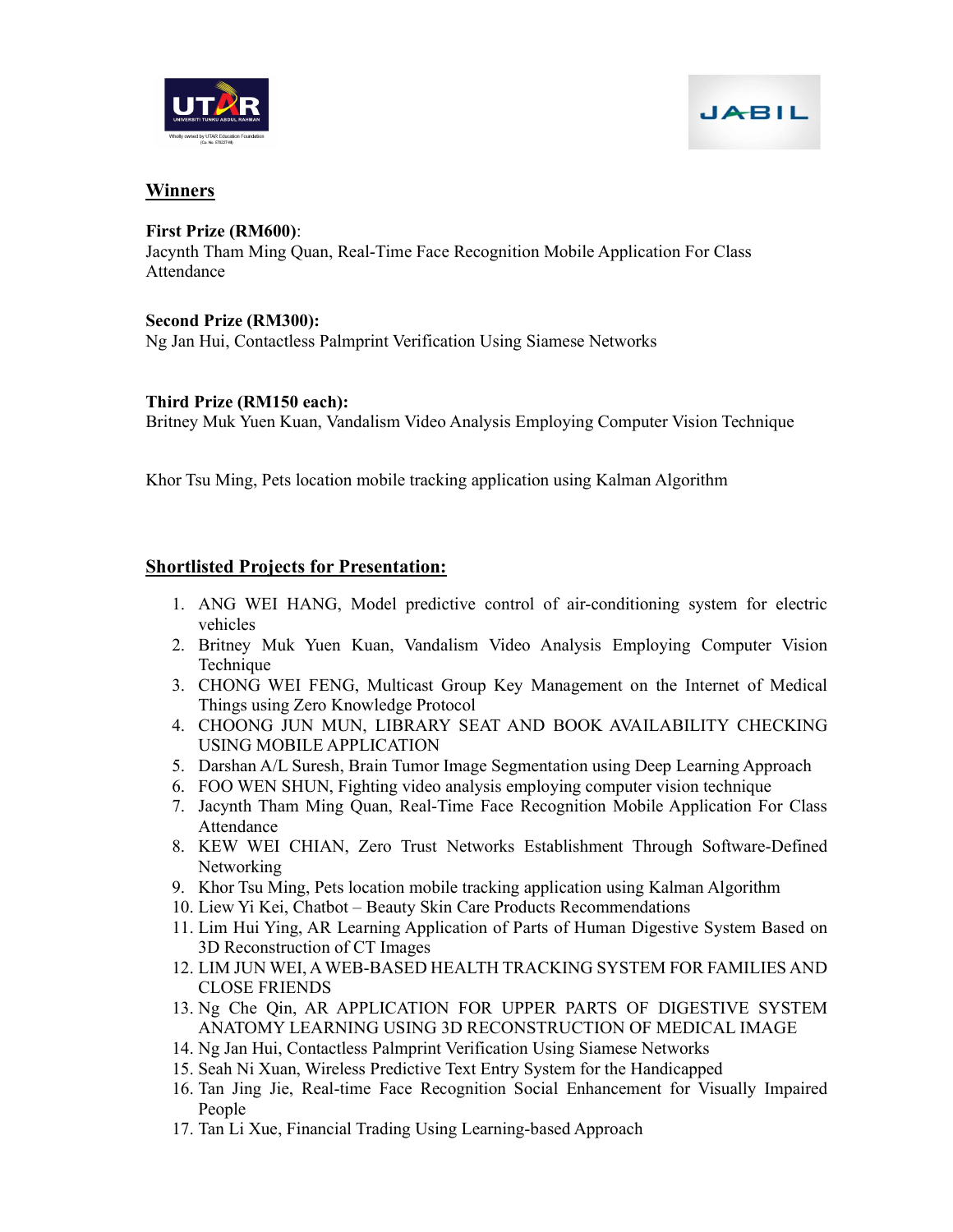## Winners

**First Prize (RM600)**:
Jacynth Tham Ming Quan, Real-Time Face Recognition Mobile Application For Class Attendance

**Second Prize (RM300):**
Ng Jan Hui, Contactless Palmprint Verification Using Siamese Networks

**Third Prize (RM150 each):**
Britney Muk Yuen Kuan, Vandalism Video Analysis Employing Computer Vision Technique

Khor Tsu Ming, Pets location mobile tracking application using Kalman Algorithm

## Shortlisted Projects for Presentation:

1. ANG WEI HANG, Model predictive control of air-conditioning system for electric vehicles
2. Britney Muk Yuen Kuan, Vandalism Video Analysis Employing Computer Vision Technique
3. CHONG WEI FENG, Multicast Group Key Management on the Internet of Medical Things using Zero Knowledge Protocol
4. CHOONG JUN MUN, LIBRARY SEAT AND BOOK AVAILABILITY CHECKING USING MOBILE APPLICATION
5. Darshan A/L Suresh, Brain Tumor Image Segmentation using Deep Learning Approach
6. FOO WEN SHUN, Fighting video analysis employing computer vision technique
7. Jacynth Tham Ming Quan, Real-Time Face Recognition Mobile Application For Class Attendance
8. KEW WEI CHIAN, Zero Trust Networks Establishment Through Software-Defined Networking
9. Khor Tsu Ming, Pets location mobile tracking application using Kalman Algorithm
10. Liew Yi Kei, Chatbot – Beauty Skin Care Products Recommendations
11. Lim Hui Ying, AR Learning Application of Parts of Human Digestive System Based on 3D Reconstruction of CT Images
12. LIM JUN WEI, A WEB-BASED HEALTH TRACKING SYSTEM FOR FAMILIES AND CLOSE FRIENDS
13. Ng Che Qin, AR APPLICATION FOR UPPER PARTS OF DIGESTIVE SYSTEM ANATOMY LEARNING USING 3D RECONSTRUCTION OF MEDICAL IMAGE
14. Ng Jan Hui, Contactless Palmprint Verification Using Siamese Networks
15. Seah Ni Xuan, Wireless Predictive Text Entry System for the Handicapped
16. Tan Jing Jie, Real-time Face Recognition Social Enhancement for Visually Impaired People
17. Tan Li Xue, Financial Trading Using Learning-based Approach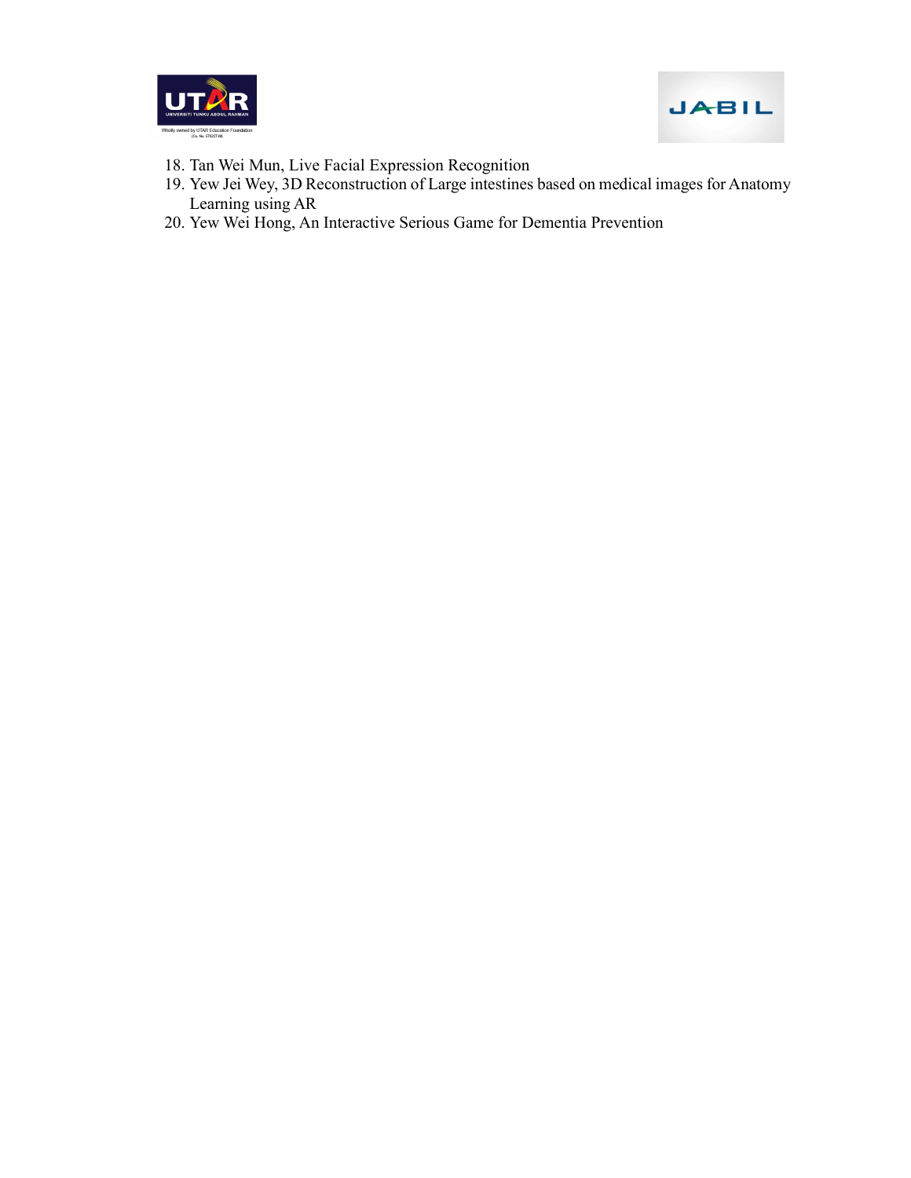18. Tan Wei Mun, Live Facial Expression Recognition
19. Yew Jei Wey, 3D Reconstruction of Large intestines based on medical images for Anatomy Learning using AR
20. Yew Wei Hong, An Interactive Serious Game for Dementia Prevention